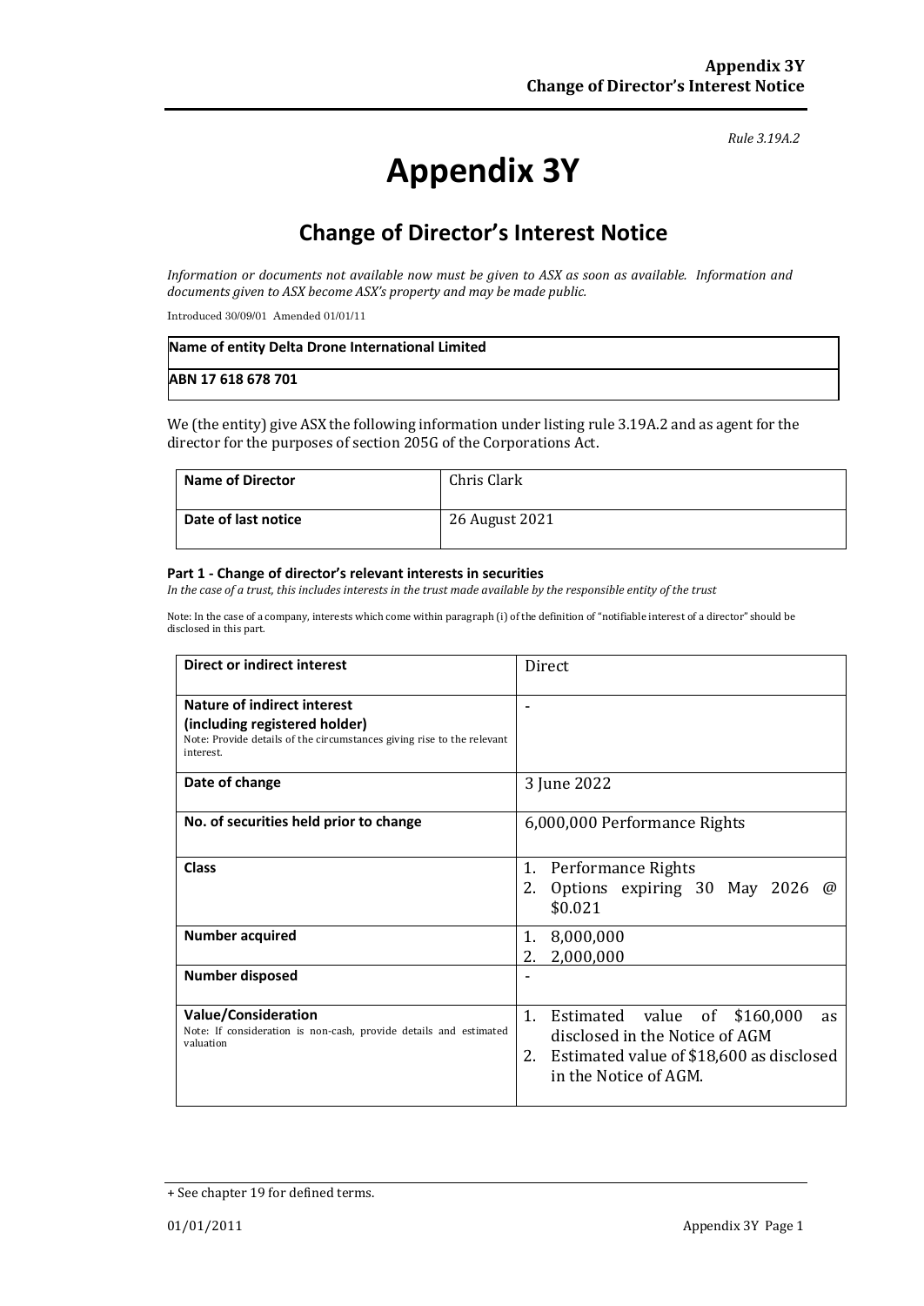*Rule 3.19A.2*

# Appendix 3Y

## Change of Director's Interest Notice

*Information or documents not available now must be given to ASX as soon as available. Information and documents given to ASX become ASX's property and may be made public.*

Introduced 30/09/01 Amended 01/01/11

| **Name of entity Delta Drone International Limited** |
|---|
| **ABN 17 618 678 701** |

We (the entity) give ASX the following information under listing rule 3.19A.2 and as agent for the director for the purposes of section 205G of the Corporations Act.

| **Name of Director** | Chris Clark |
|---|---|
| **Date of last notice** | 26 August 2021 |

**Part 1 - Change of director's relevant interests in securities**

*In the case of a trust, this includes interests in the trust made available by the responsible entity of the trust*

Note: In the case of a company, interests which come within paragraph (i) of the definition of "notifiable interest of a director" should be disclosed in this part.

| **Direct or indirect interest** | Direct |
|---|---|
| **Nature of indirect interest (including registered holder)** Note: Provide details of the circumstances giving rise to the relevant interest. | - |
| **Date of change** | 3 June 2022 |
| **No. of securities held prior to change** | 6,000,000 Performance Rights |
| **Class** | 1. Performance Rights 2. Options expiring 30 May 2026 @ $0.021 |
| **Number acquired** | 1. 8,000,000 2. 2,000,000 |
| **Number disposed** | - |
| **Value/Consideration** Note: If consideration is non-cash, provide details and estimated valuation | 1. Estimated value of $160,000 as disclosed in the Notice of AGM 2. Estimated value of $18,600 as disclosed in the Notice of AGM. |

+ See chapter 19 for defined terms.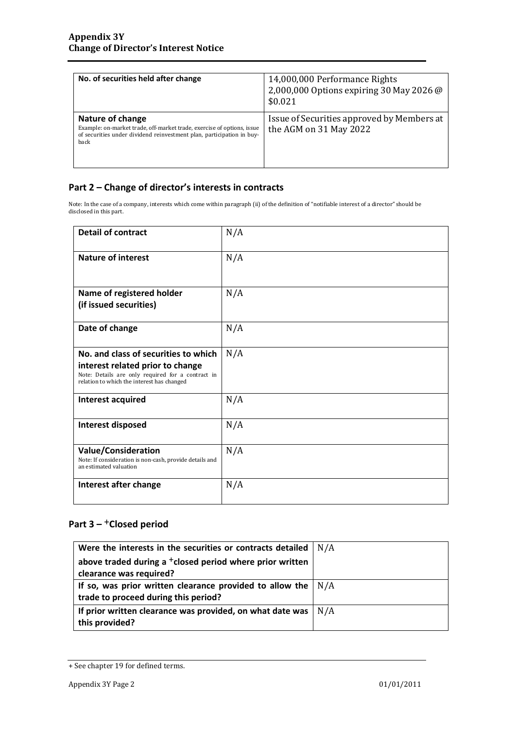| | |
|---|---|
| **No. of securities held after change** | 14,000,000 Performance Rights<br>2,000,000 Options expiring 30 May 2026 @ \$0.021 |
| **Nature of change**<br>Example: on-market trade, off-market trade, exercise of options, issue of securities under dividend reinvestment plan, participation in buy-back | Issue of Securities approved by Members at the AGM on 31 May 2022 |

## Part 2 – Change of director's interests in contracts

Note: In the case of a company, interests which come within paragraph (ii) of the definition of "notifiable interest of a director" should be disclosed in this part.

| | |
|---|---|
| **Detail of contract** | N/A |
| **Nature of interest** | N/A |
| **Name of registered holder (if issued securities)** | N/A |
| **Date of change** | N/A |
| **No. and class of securities to which interest related prior to change**<br>Note: Details are only required for a contract in relation to which the interest has changed | N/A |
| **Interest acquired** | N/A |
| **Interest disposed** | N/A |
| **Value/Consideration**<br>Note: If consideration is non-cash, provide details and an estimated valuation | N/A |
| **Interest after change** | N/A |

## Part 3 – +Closed period

| | |
|---|---|
| **Were the interests in the securities or contracts detailed above traded during a +closed period where prior written clearance was required?** | N/A |
| **If so, was prior written clearance provided to allow the trade to proceed during this period?** | N/A |
| **If prior written clearance was provided, on what date was this provided?** | N/A |

+ See chapter 19 for defined terms.